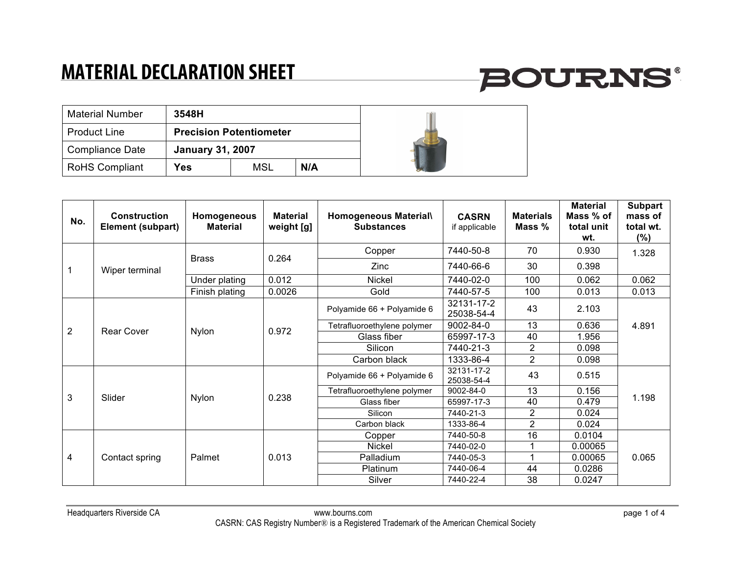# MATERIAL DECLARATION SHEET

BOURNS®

| Material Number | 3548H | | |
|---|---|---|---|
| Product Line | Precision Potentiometer | | |
| Compliance Date | January 31, 2007 | | |
| RoHS Compliant | Yes | MSL | N/A |

| No. | Construction Element (subpart) | Homogeneous Material | Material weight [g] | Homogeneous Material\ Substances | CASRN if applicable | Materials Mass % | Material Mass % of total unit wt. | Subpart mass of total wt. (%) |
|---|---|---|---|---|---|---|---|---|
| 1 | Wiper terminal | Brass | 0.264 | Copper | 7440-50-8 | 70 | 0.930 | 1.328 |
| | | | | Zinc | 7440-66-6 | 30 | 0.398 | |
| | | Under plating | 0.012 | Nickel | 7440-02-0 | 100 | 0.062 | 0.062 |
| | | Finish plating | 0.0026 | Gold | 7440-57-5 | 100 | 0.013 | 0.013 |
| 2 | Rear Cover | Nylon | 0.972 | Polyamide 66 + Polyamide 6 | 32131-17-2 25038-54-4 | 43 | 2.103 | 4.891 |
| | | | | Tetrafluoroethylene polymer | 9002-84-0 | 13 | 0.636 | |
| | | | | Glass fiber | 65997-17-3 | 40 | 1.956 | |
| | | | | Silicon | 7440-21-3 | 2 | 0.098 | |
| | | | | Carbon black | 1333-86-4 | 2 | 0.098 | |
| 3 | Slider | Nylon | 0.238 | Polyamide 66 + Polyamide 6 | 32131-17-2 25038-54-4 | 43 | 0.515 | 1.198 |
| | | | | Tetrafluoroethylene polymer | 9002-84-0 | 13 | 0.156 | |
| | | | | Glass fiber | 65997-17-3 | 40 | 0.479 | |
| | | | | Silicon | 7440-21-3 | 2 | 0.024 | |
| | | | | Carbon black | 1333-86-4 | 2 | 0.024 | |
| 4 | Contact spring | Palmet | 0.013 | Copper | 7440-50-8 | 16 | 0.0104 | 0.065 |
| | | | | Nickel | 7440-02-0 | 1 | 0.00065 | |
| | | | | Palladium | 7440-05-3 | 1 | 0.00065 | |
| | | | | Platinum | 7440-06-4 | 44 | 0.0286 | |
| | | | | Silver | 7440-22-4 | 38 | 0.0247 | |

Headquarters Riverside CA www.bourns.com

CASRN: CAS Registry Number® is a Registered Trademark of the American Chemical Society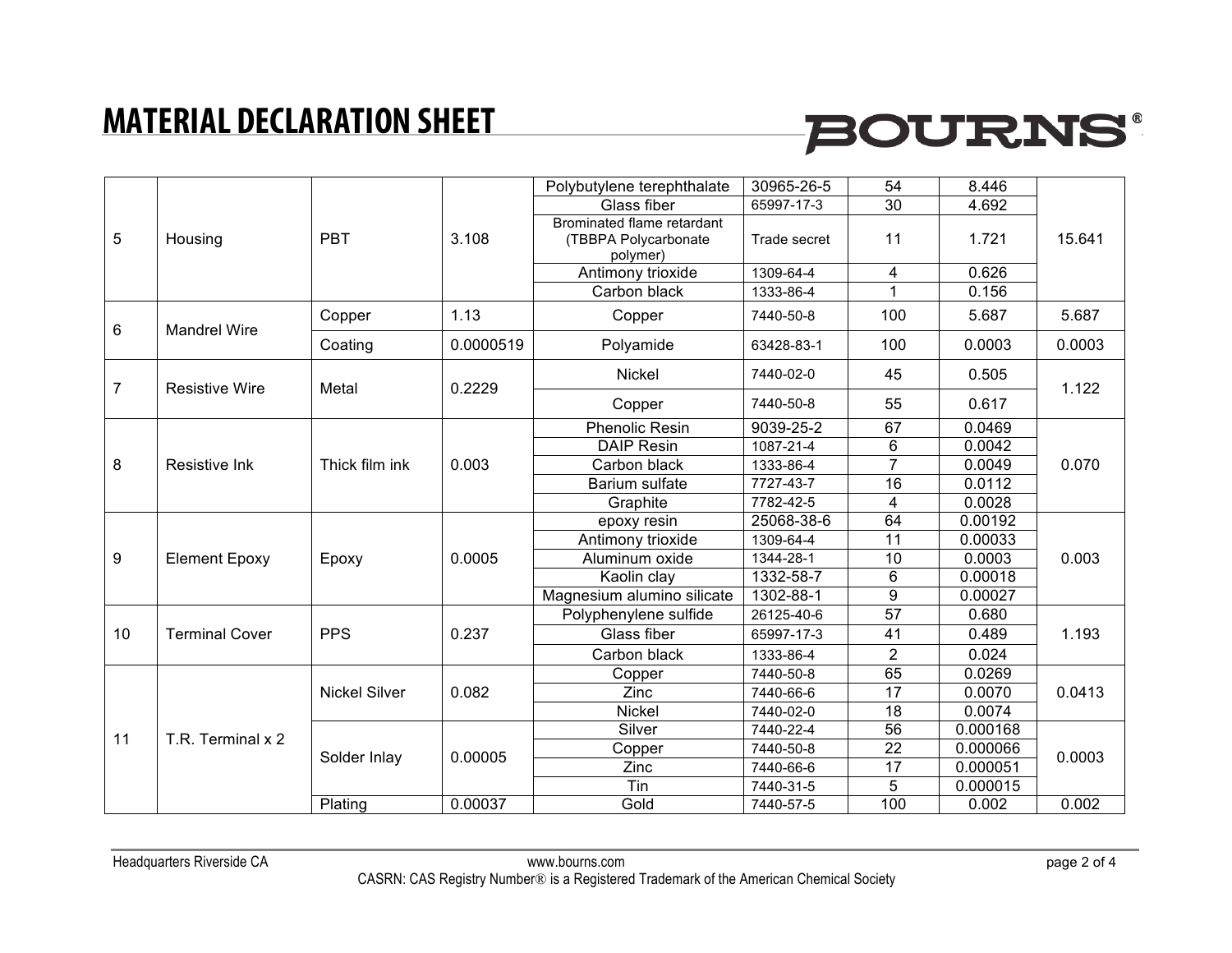# MATERIAL DECLARATION SHEET

| | | | | | | | | |
|---|---|---|---|---|---|---|---|---|
| 5 | Housing | PBT | 3.108 | Polybutylene terephthalate | 30965-26-5 | 54 | 8.446 | 15.641 |
| | | | | Glass fiber | 65997-17-3 | 30 | 4.692 | |
| | | | | Brominated flame retardant (TBBPA Polycarbonate polymer) | Trade secret | 11 | 1.721 | |
| | | | | Antimony trioxide | 1309-64-4 | 4 | 0.626 | |
| | | | | Carbon black | 1333-86-4 | 1 | 0.156 | |
| 6 | Mandrel Wire | Copper | 1.13 | Copper | 7440-50-8 | 100 | 5.687 | 5.687 |
| | | Coating | 0.0000519 | Polyamide | 63428-83-1 | 100 | 0.0003 | 0.0003 |
| 7 | Resistive Wire | Metal | 0.2229 | Nickel | 7440-02-0 | 45 | 0.505 | 1.122 |
| | | | | Copper | 7440-50-8 | 55 | 0.617 | |
| 8 | Resistive Ink | Thick film ink | 0.003 | Phenolic Resin | 9039-25-2 | 67 | 0.0469 | 0.070 |
| | | | | DAIP Resin | 1087-21-4 | 6 | 0.0042 | |
| | | | | Carbon black | 1333-86-4 | 7 | 0.0049 | |
| | | | | Barium sulfate | 7727-43-7 | 16 | 0.0112 | |
| | | | | Graphite | 7782-42-5 | 4 | 0.0028 | |
| 9 | Element Epoxy | Epoxy | 0.0005 | epoxy resin | 25068-38-6 | 64 | 0.00192 | 0.003 |
| | | | | Antimony trioxide | 1309-64-4 | 11 | 0.00033 | |
| | | | | Aluminum oxide | 1344-28-1 | 10 | 0.0003 | |
| | | | | Kaolin clay | 1332-58-7 | 6 | 0.00018 | |
| | | | | Magnesium alumino silicate | 1302-88-1 | 9 | 0.00027 | |
| 10 | Terminal Cover | PPS | 0.237 | Polyphenylene sulfide | 26125-40-6 | 57 | 0.680 | 1.193 |
| | | | | Glass fiber | 65997-17-3 | 41 | 0.489 | |
| | | | | Carbon black | 1333-86-4 | 2 | 0.024 | |
| 11 | T.R. Terminal x 2 | Nickel Silver | 0.082 | Copper | 7440-50-8 | 65 | 0.0269 | 0.0413 |
| | | | | Zinc | 7440-66-6 | 17 | 0.0070 | |
| | | | | Nickel | 7440-02-0 | 18 | 0.0074 | |
| | | Solder Inlay | 0.00005 | Silver | 7440-22-4 | 56 | 0.000168 | 0.0003 |
| | | | | Copper | 7440-50-8 | 22 | 0.000066 | |
| | | | | Zinc | 7440-66-6 | 17 | 0.000051 | |
| | | | | Tin | 7440-31-5 | 5 | 0.000015 | |
| | | Plating | 0.00037 | Gold | 7440-57-5 | 100 | 0.002 | 0.002 |

Headquarters Riverside CA  www.bourns.com

CASRN: CAS Registry Number® is a Registered Trademark of the American Chemical Society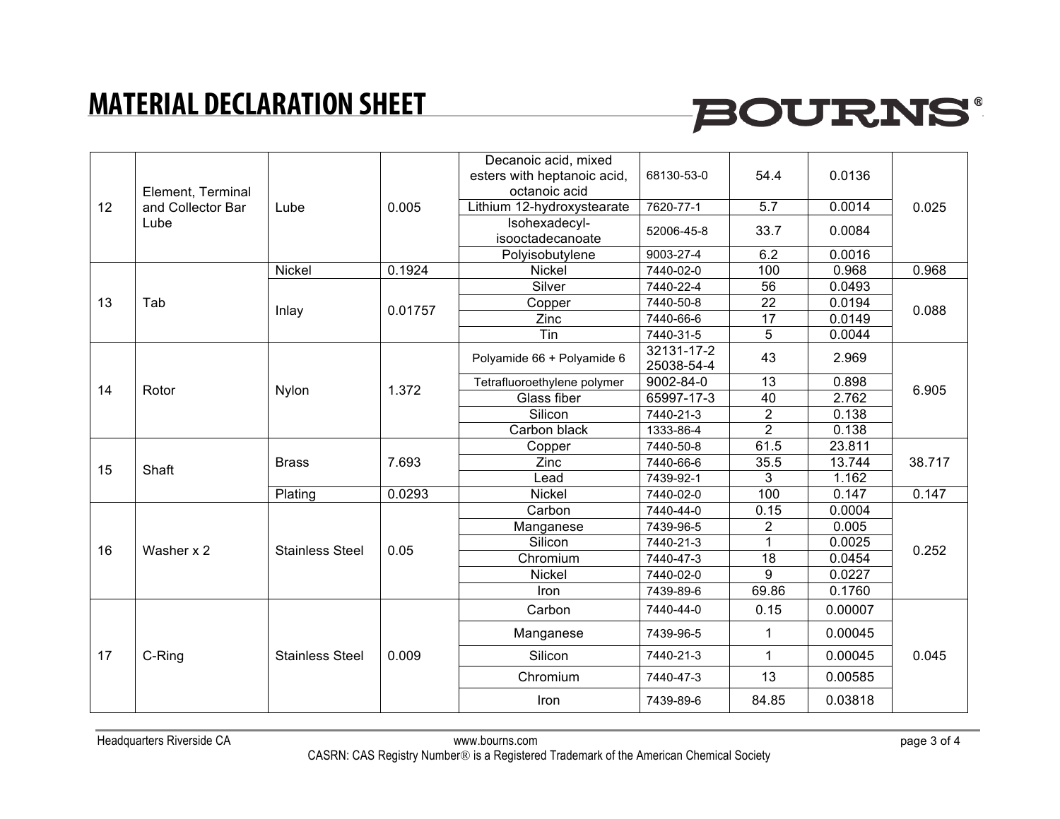# MATERIAL DECLARATION SHEET

| | | | | | | | | |
|---|---|---|---|---|---|---|---|---|
| 12 | Element, Terminal and Collector Bar Lube | Lube | 0.005 | Decanoic acid, mixed esters with heptanoic acid, octanoic acid | 68130-53-0 | 54.4 | 0.0136 | 0.025 |
| | | | | Lithium 12-hydroxystearate | 7620-77-1 | 5.7 | 0.0014 | |
| | | | | Isohexadecyl-isooctadecanoate | 52006-45-8 | 33.7 | 0.0084 | |
| | | | | Polyisobutylene | 9003-27-4 | 6.2 | 0.0016 | |
| 13 | Tab | Nickel | 0.1924 | Nickel | 7440-02-0 | 100 | 0.968 | 0.968 |
| | | Inlay | 0.01757 | Silver | 7440-22-4 | 56 | 0.0493 | 0.088 |
| | | | | Copper | 7440-50-8 | 22 | 0.0194 | |
| | | | | Zinc | 7440-66-6 | 17 | 0.0149 | |
| | | | | Tin | 7440-31-5 | 5 | 0.0044 | |
| 14 | Rotor | Nylon | 1.372 | Polyamide 66 + Polyamide 6 | 32131-17-2 25038-54-4 | 43 | 2.969 | 6.905 |
| | | | | Tetrafluoroethylene polymer | 9002-84-0 | 13 | 0.898 | |
| | | | | Glass fiber | 65997-17-3 | 40 | 2.762 | |
| | | | | Silicon | 7440-21-3 | 2 | 0.138 | |
| | | | | Carbon black | 1333-86-4 | 2 | 0.138 | |
| 15 | Shaft | Brass | 7.693 | Copper | 7440-50-8 | 61.5 | 23.811 | 38.717 |
| | | | | Zinc | 7440-66-6 | 35.5 | 13.744 | |
| | | | | Lead | 7439-92-1 | 3 | 1.162 | |
| | | Plating | 0.0293 | Nickel | 7440-02-0 | 100 | 0.147 | 0.147 |
| 16 | Washer x 2 | Stainless Steel | 0.05 | Carbon | 7440-44-0 | 0.15 | 0.0004 | 0.252 |
| | | | | Manganese | 7439-96-5 | 2 | 0.005 | |
| | | | | Silicon | 7440-21-3 | 1 | 0.0025 | |
| | | | | Chromium | 7440-47-3 | 18 | 0.0454 | |
| | | | | Nickel | 7440-02-0 | 9 | 0.0227 | |
| | | | | Iron | 7439-89-6 | 69.86 | 0.1760 | |
| 17 | C-Ring | Stainless Steel | 0.009 | Carbon | 7440-44-0 | 0.15 | 0.00007 | 0.045 |
| | | | | Manganese | 7439-96-5 | 1 | 0.00045 | |
| | | | | Silicon | 7440-21-3 | 1 | 0.00045 | |
| | | | | Chromium | 7440-47-3 | 13 | 0.00585 | |
| | | | | Iron | 7439-89-6 | 84.85 | 0.03818 | |

Headquarters Riverside CA www.bourns.com

CASRN: CAS Registry Number® is a Registered Trademark of the American Chemical Society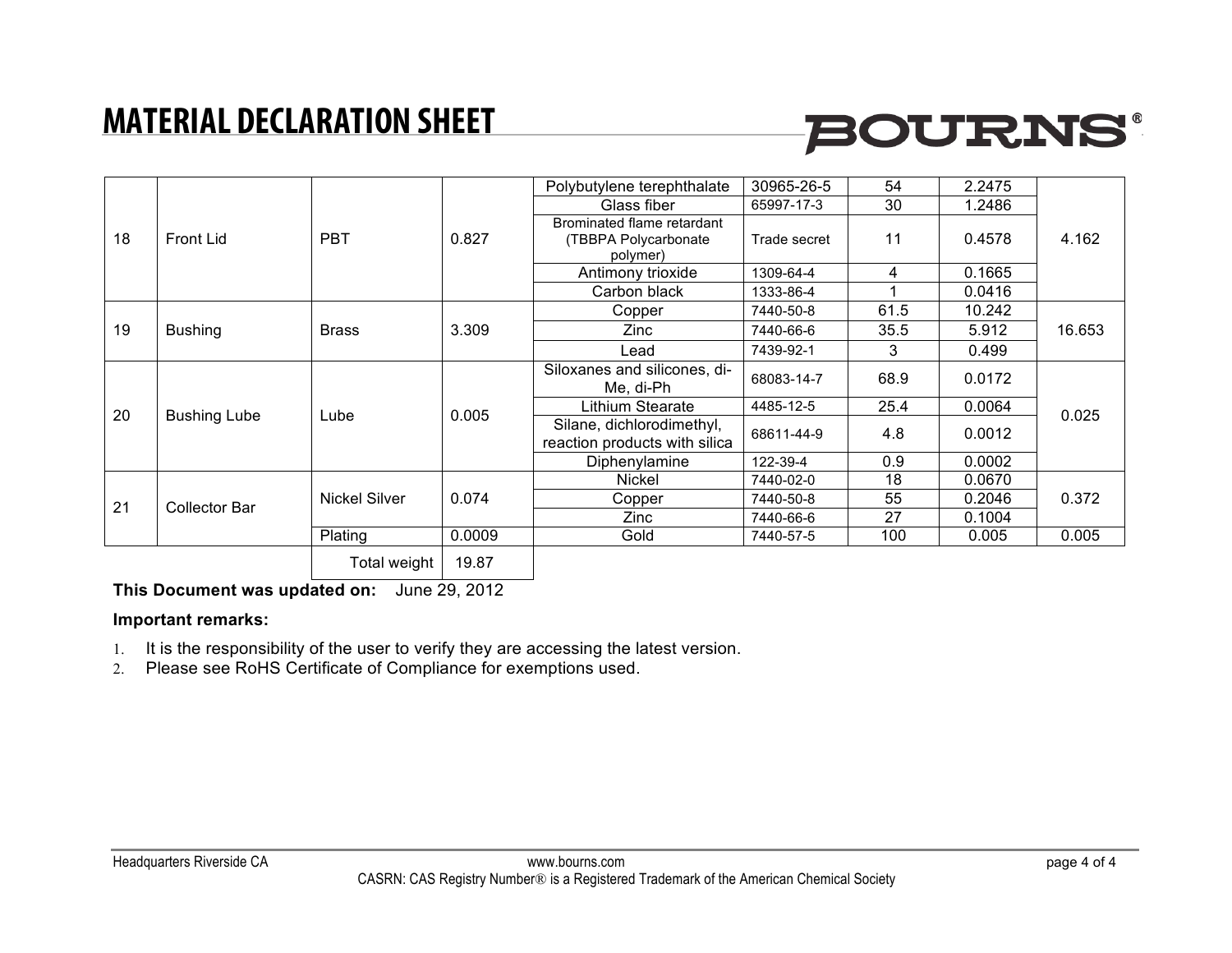# MATERIAL DECLARATION SHEET

BOURNS®

| | | | | | | | | |
|---|---|---|---|---|---|---|---|---|
| 18 | Front Lid | PBT | 0.827 | Polybutylene terephthalate | 30965-26-5 | 54 | 2.2475 | 4.162 |
| | | | | Glass fiber | 65997-17-3 | 30 | 1.2486 | |
| | | | | Brominated flame retardant (TBBPA Polycarbonate polymer) | Trade secret | 11 | 0.4578 | |
| | | | | Antimony trioxide | 1309-64-4 | 4 | 0.1665 | |
| | | | | Carbon black | 1333-86-4 | 1 | 0.0416 | |
| 19 | Bushing | Brass | 3.309 | Copper | 7440-50-8 | 61.5 | 10.242 | 16.653 |
| | | | | Zinc | 7440-66-6 | 35.5 | 5.912 | |
| | | | | Lead | 7439-92-1 | 3 | 0.499 | |
| 20 | Bushing Lube | Lube | 0.005 | Siloxanes and silicones, di-Me, di-Ph | 68083-14-7 | 68.9 | 0.0172 | 0.025 |
| | | | | Lithium Stearate | 4485-12-5 | 25.4 | 0.0064 | |
| | | | | Silane, dichlorodimethyl, reaction products with silica | 68611-44-9 | 4.8 | 0.0012 | |
| | | | | Diphenylamine | 122-39-4 | 0.9 | 0.0002 | |
| 21 | Collector Bar | Nickel Silver | 0.074 | Nickel | 7440-02-0 | 18 | 0.0670 | 0.372 |
| | | | | Copper | 7440-50-8 | 55 | 0.2046 | |
| | | | | Zinc | 7440-66-6 | 27 | 0.1004 | |
| | | Plating | 0.0009 | Gold | 7440-57-5 | 100 | 0.005 | 0.005 |
| | | Total weight | 19.87 | | | | | |

**This Document was updated on:** June 29, 2012

**Important remarks:**

1. It is the responsibility of the user to verify they are accessing the latest version.
2. Please see RoHS Certificate of Compliance for exemptions used.

Headquarters Riverside CA www.bourns.com

CASRN: CAS Registry Number® is a Registered Trademark of the American Chemical Society